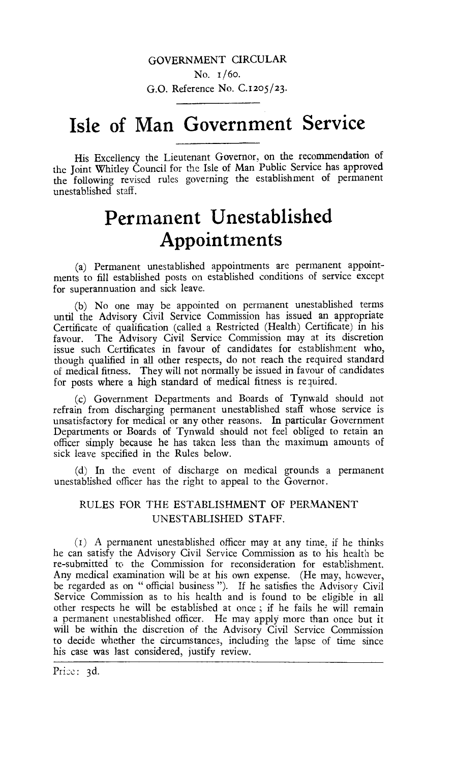GOVERNMENT CIRCULAR

No. 1/60.

G.O. Reference No. C.1205/23.

# Isle of Man Government Service

His Excellency the Lieutenant Governor, on the recommendation of the Joint Whitley Council for the Isle of Man Public Service has approved the following revised rules governing the establishment of permanent unestablished staff.

# Permanent Unestablished Appointments

(a) Permanent unestablished appointments are permanent appointments to fill established posts on established conditions of service except for superannuation and sick leave.

(b) No one may be appointed on permanent unestablished terms until the Advisory Civil Service Commission has issued an appropriate Certificate of qualification (called a Restricted (Health) Certificate) in his favour. The Advisory Civil Service Commission may at its discretion issue such Certificates in favour of candidates for establishment who, though qualified in all other respects, do not reach the required standard of medical fitness. They will not normally be issued in favour of candidates for posts where a high standard of medical fitness is required.

(c) Government Departments and Boards of Tynwald should not refrain from discharging permanent unestablished staff whose service is unsatisfactory for medical or any other reasons. In particular Government Departments or Boards of Tynwald should not feel obliged to retain an officer simply because he has taken less than the maximum amounts of sick leave specified in the Rules below.

(d) In the event of discharge on medical grounds a permanent unestablished officer has the right to appeal to the Governor.

## RULES FOR THE ESTABLISHMENT OF PERMANENT UNESTABLISHED STAFF.

(1) A permanent unestablished officer may at any time, if he thinks he can satisfy the Advisory Civil Service Commission as to his health be re-submitted to the Commission for reconsideration for establishment. Any medical examination will be at his own expense. (He may, however, be regarded as on "official business"). If he satisfies the Advisory Civil Service Commission as to his health and is found to be eligible in all other respects he will be established at once; if he fails he will remain a permanent unestablished officer. He may apply more than once but it will be within the discretion of the Advisory Civil Service Commission to decide whether the circumstances, including the lapse of time since his case was last considered, justify review.

Price: 3d.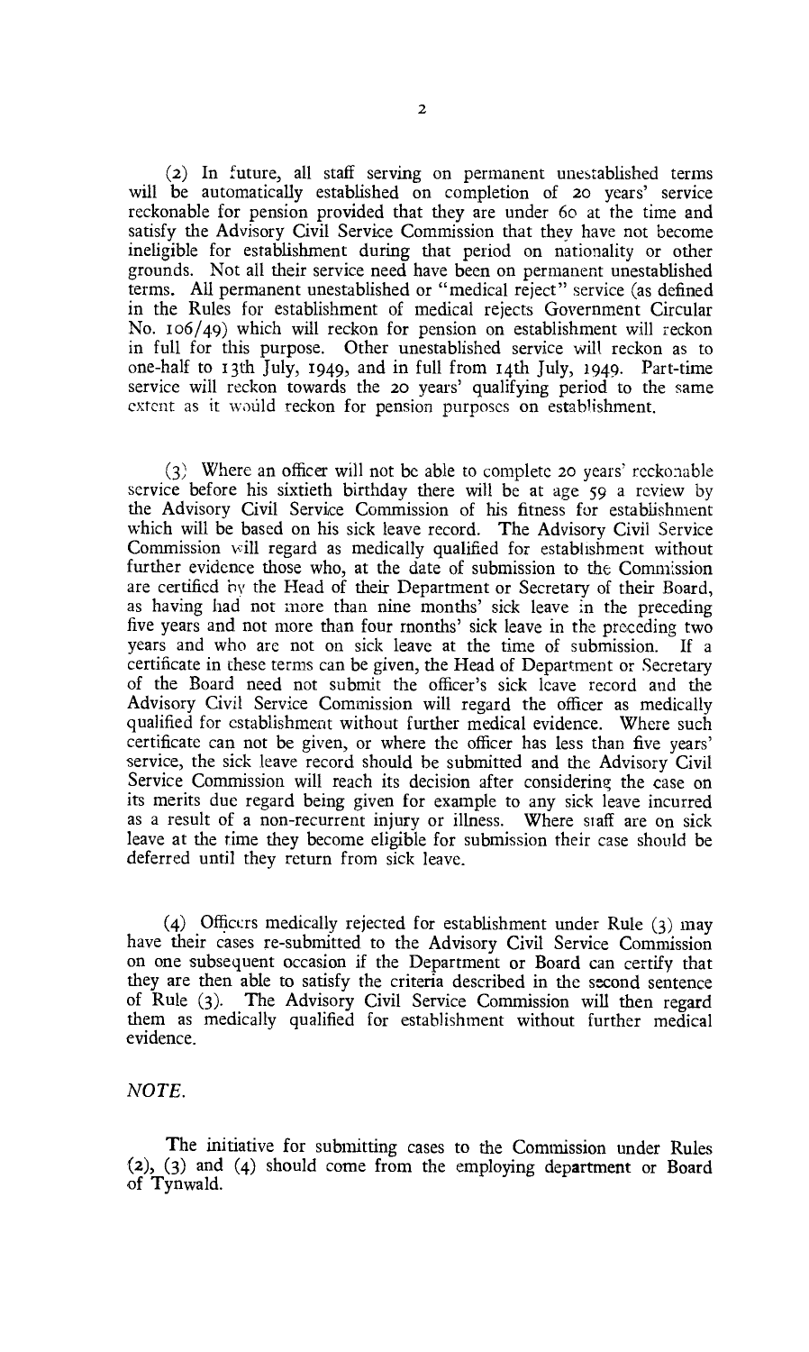(2) In future, all staff serving on permanent unestablished terms will be automatically established on completion of 20 years' service reckonable for pension provided that they are under 60 at the time and satisfy the Advisory Civil Service Commission that they have not become ineligible for establishment during that period on nationality or other grounds. Not all their service need have been on permanent unestablished terms. All permanent unestablished or "medical reject" service (as defined in the Rules for establishment of medical rejects Government Circular No. 106/49) which will reckon for pension on establishment will reckon in full for this purpose. Other unestablished service will reckon as to one-half to 13th July, 1949, and in full from 14th July, 1949. Part-time service will reckon towards the 20 years' qualifying period to the same extent as it would reckon for pension purposes on establishment.

(3) Where an officer will not be able to complete 20 years' reckonable service before his sixtieth birthday there will be at age 59 a review by the Advisory Civil Service Commission of his fitness for establishment which will be based on his sick leave record. The Advisory Civil Service Commission will regard as medically qualified for establishment without further evidence those who, at the date of submission to the Commission are certified by the Head of their Department or Secretary of their Board, as having had not more than nine months' sick leave in the preceding five years and not more than four months' sick leave in the preceding two years and who are not on sick leave at the time of submission. If a certificate in these terms can be given, the Head of Department or Secretary of the Board need not submit the officer's sick leave record and the Advisory Civil Service Commission will regard the officer as medically qualified for establishment without further medical evidence. Where such certificate can not be given, or where the officer has less than five years' service, the sick leave record should be submitted and the Advisory Civil Service Commission will reach its decision after considering the case on its merits due regard being given for example to any sick leave incurred as a result of a non-recurrent injury or illness. Where staff are on sick leave at the time they become eligible for submission their case should be deferred until they return from sick leave.

(4) Officers medically rejected for establishment under Rule (3) may have their cases re-submitted to the Advisory Civil Service Commission on one subsequent occasion if the Department or Board can certify that they are then able to satisfy the criteria described in the second sentence of Rule (3). The Advisory Civil Service Commission will then regard them as medically qualified for establishment without further medical evidence.

*NOTE.*

The initiative for submitting cases to the Commission under Rules (2), (3) and (4) should come from the employing department or Board of Tynwald.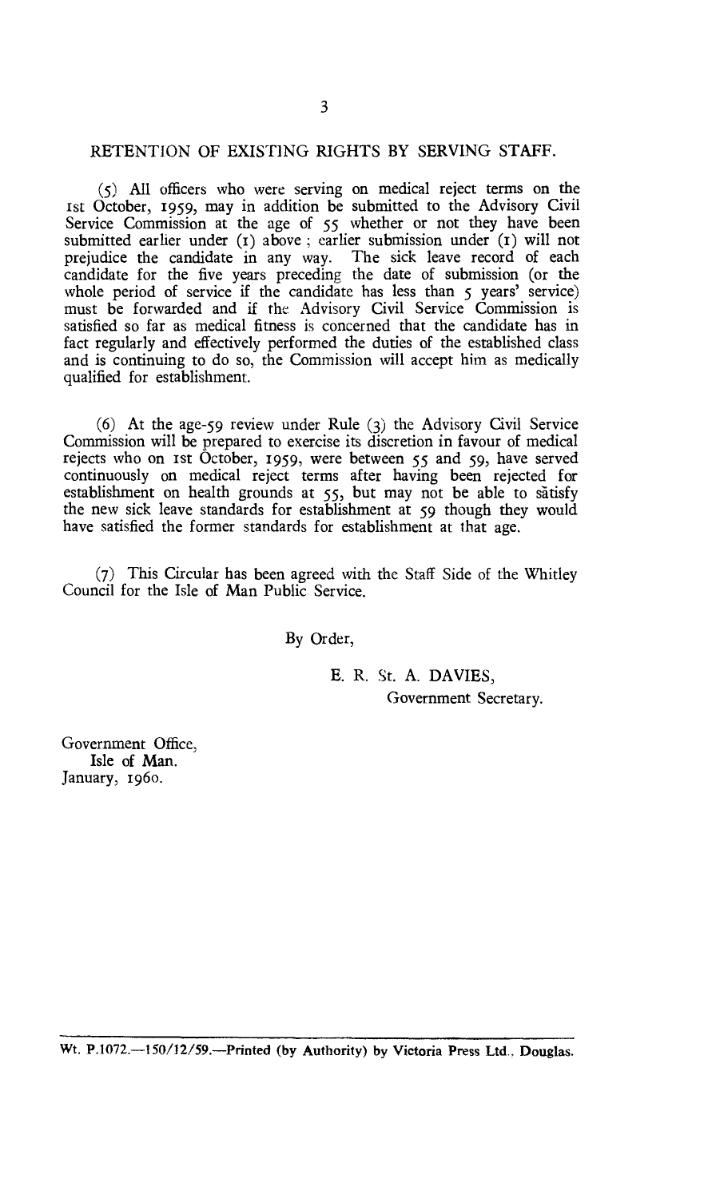## RETENTION OF EXISTING RIGHTS BY SERVING STAFF.

(5) All officers who were serving on medical reject terms on the 1st October, 1959, may in addition be submitted to the Advisory Civil Service Commission at the age of 55 whether or not they have been submitted earlier under (1) above ; earlier submission under (1) will not prejudice the candidate in any way. The sick leave record of each candidate for the five years preceding the date of submission (or the whole period of service if the candidate has less than 5 years' service) must be forwarded and if the Advisory Civil Service Commission is satisfied so far as medical fitness is concerned that the candidate has in fact regularly and effectively performed the duties of the established class and is continuing to do so, the Commission will accept him as medically qualified for establishment.

(6) At the age-59 review under Rule (3) the Advisory Civil Service Commission will be prepared to exercise its discretion in favour of medical rejects who on 1st October, 1959, were between 55 and 59, have served continuously on medical reject terms after having been rejected for establishment on health grounds at 55, but may not be able to satisfy the new sick leave standards for establishment at 59 though they would have satisfied the former standards for establishment at that age.

(7) This Circular has been agreed with the Staff Side of the Whitley Council for the Isle of Man Public Service.

By Order,

E. R. St. A. DAVIES,
Government Secretary.

Government Office,
Isle of Man.
January, 1960.

Wt. P.1072.—150/12/59.—Printed (by Authority) by Victoria Press Ltd., Douglas.